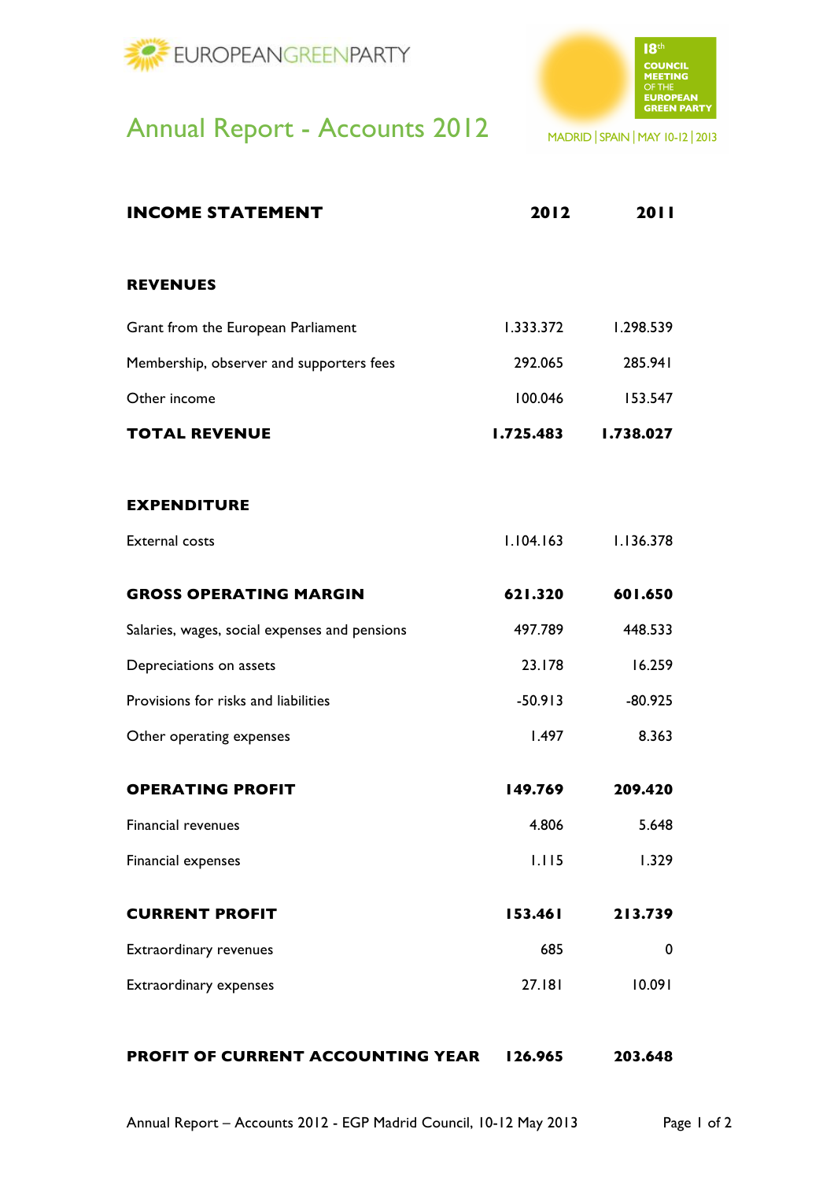EUROPEANGREENPARTY

# Annual Report - Accounts 2012

18th COUNCIL MEETING OF THE EUROPEAN GREEN PARTY

MADRID | SPAIN | MAY 10-12 | 2013

| **INCOME STATEMENT** | **2012** | **2011** |
|---|---|---|
| **REVENUES** | | |
| Grant from the European Parliament | 1.333.372 | 1.298.539 |
| Membership, observer and supporters fees | 292.065 | 285.941 |
| Other income | 100.046 | 153.547 |
| **TOTAL REVENUE** | **1.725.483** | **1.738.027** |
| **EXPENDITURE** | | |
| External costs | 1.104.163 | 1.136.378 |
| **GROSS OPERATING MARGIN** | **621.320** | **601.650** |
| Salaries, wages, social expenses and pensions | 497.789 | 448.533 |
| Depreciations on assets | 23.178 | 16.259 |
| Provisions for risks and liabilities | -50.913 | -80.925 |
| Other operating expenses | 1.497 | 8.363 |
| **OPERATING PROFIT** | **149.769** | **209.420** |
| Financial revenues | 4.806 | 5.648 |
| Financial expenses | 1.115 | 1.329 |
| **CURRENT PROFIT** | **153.461** | **213.739** |
| Extraordinary revenues | 685 | 0 |
| Extraordinary expenses | 27.181 | 10.091 |
| **PROFIT OF CURRENT ACCOUNTING YEAR** | **126.965** | **203.648** |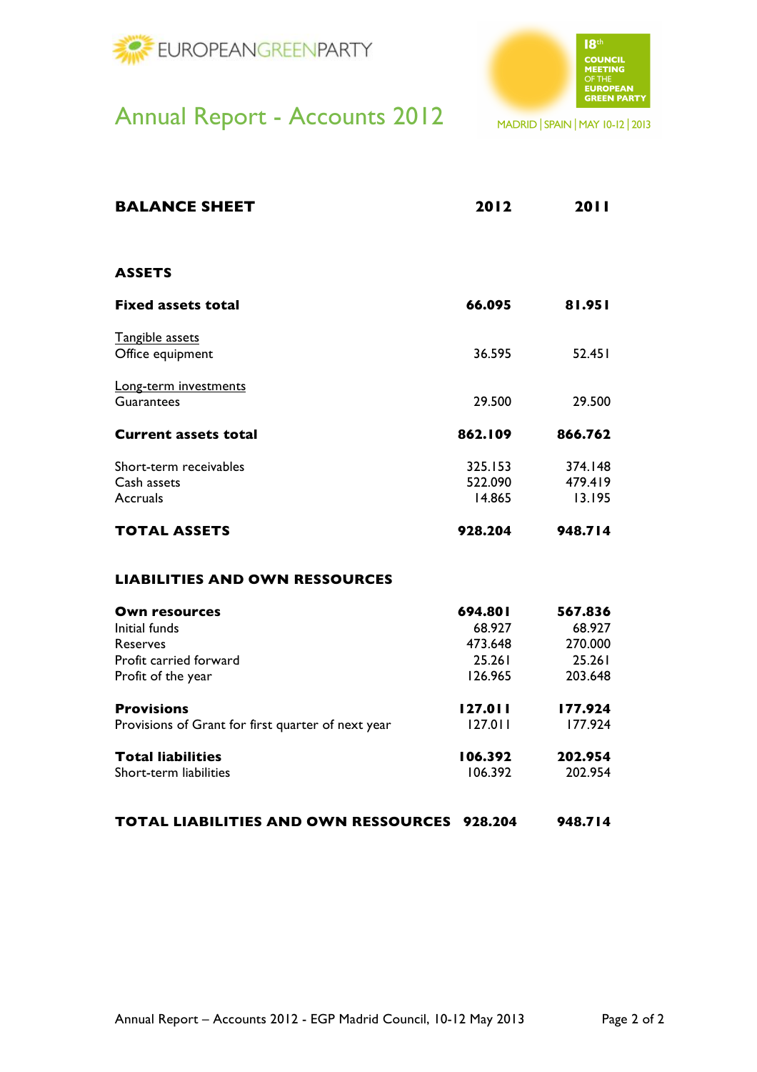EUROPEANGREENPARTY

# Annual Report - Accounts 2012

18th COUNCIL MEETING OF THE EUROPEAN GREEN PARTY

MADRID | SPAIN | MAY 10-12 | 2013

| BALANCE SHEET | 2012 | 2011 |
|---|---|---|
| **ASSETS** | | |
| **Fixed assets total** | **66.095** | **81.951** |
| Tangible assets | | |
| Office equipment | 36.595 | 52.451 |
| Long-term investments | | |
| Guarantees | 29.500 | 29.500 |
| **Current assets total** | **862.109** | **866.762** |
| Short-term receivables | 325.153 | 374.148 |
| Cash assets | 522.090 | 479.419 |
| Accruals | 14.865 | 13.195 |
| **TOTAL ASSETS** | **928.204** | **948.714** |
| **LIABILITIES AND OWN RESSOURCES** | | |
| **Own resources** | **694.801** | **567.836** |
| Initial funds | 68.927 | 68.927 |
| Reserves | 473.648 | 270.000 |
| Profit carried forward | 25.261 | 25.261 |
| Profit of the year | 126.965 | 203.648 |
| **Provisions** | **127.011** | **177.924** |
| Provisions of Grant for first quarter of next year | 127.011 | 177.924 |
| **Total liabilities** | **106.392** | **202.954** |
| Short-term liabilities | 106.392 | 202.954 |
| **TOTAL LIABILITIES AND OWN RESSOURCES** | **928.204** | **948.714** |